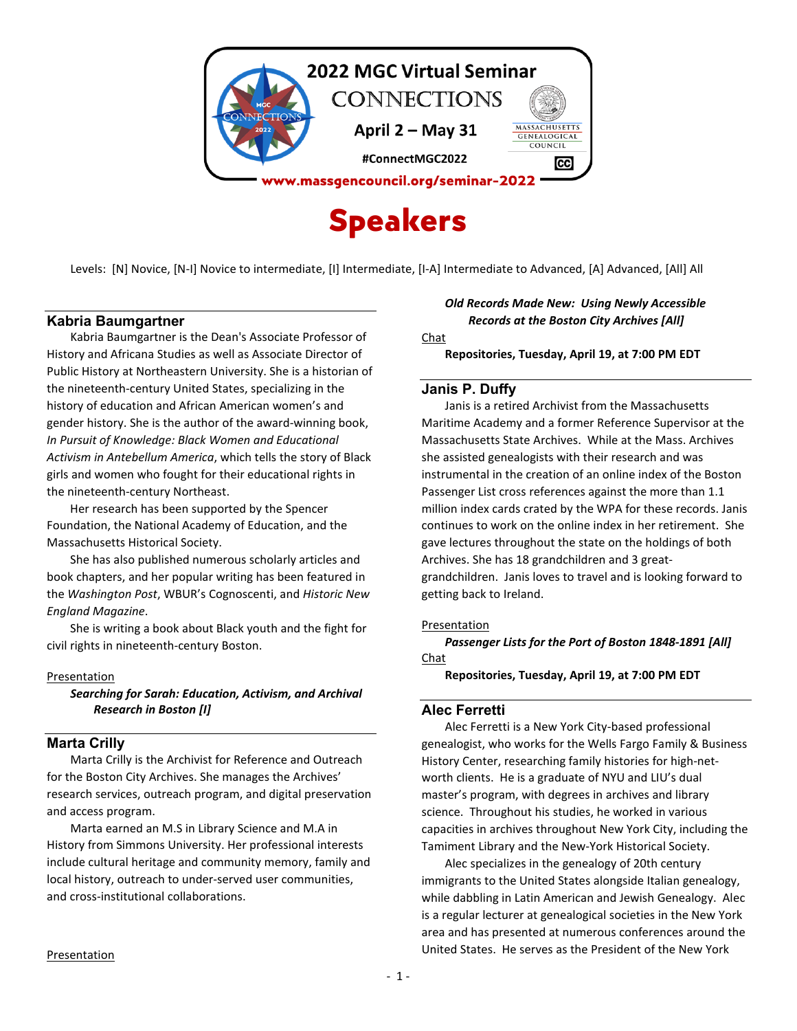# 2022 MGC Virtual Seminar

## CONNECTIONS

**April 2 – May 31**

**#ConnectMGC2022**

MASSACHUSETTS GENEALOGICAL COUNCIL

**www.massgencouncil.org/seminar-2022**

# Speakers

Levels: [N] Novice, [N-I] Novice to intermediate, [I] Intermediate, [I-A] Intermediate to Advanced, [A] Advanced, [All] All

## Kabria Baumgartner

Kabria Baumgartner is the Dean's Associate Professor of History and Africana Studies as well as Associate Director of Public History at Northeastern University. She is a historian of the nineteenth-century United States, specializing in the history of education and African American women's and gender history. She is the author of the award-winning book, *In Pursuit of Knowledge: Black Women and Educational Activism in Antebellum America*, which tells the story of Black girls and women who fought for their educational rights in the nineteenth-century Northeast.

Her research has been supported by the Spencer Foundation, the National Academy of Education, and the Massachusetts Historical Society.

She has also published numerous scholarly articles and book chapters, and her popular writing has been featured in the *Washington Post*, WBUR's Cognoscenti, and *Historic New England Magazine*.

She is writing a book about Black youth and the fight for civil rights in nineteenth-century Boston.

Presentation

***Searching for Sarah: Education, Activism, and Archival Research in Boston [I]***

## Marta Crilly

Marta Crilly is the Archivist for Reference and Outreach for the Boston City Archives. She manages the Archives' research services, outreach program, and digital preservation and access program.

Marta earned an M.S in Library Science and M.A in History from Simmons University. Her professional interests include cultural heritage and community memory, family and local history, outreach to under-served user communities, and cross-institutional collaborations.

Presentation

***Old Records Made New: Using Newly Accessible Records at the Boston City Archives [All]***

Chat

**Repositories, Tuesday, April 19, at 7:00 PM EDT**

## Janis P. Duffy

Janis is a retired Archivist from the Massachusetts Maritime Academy and a former Reference Supervisor at the Massachusetts State Archives. While at the Mass. Archives she assisted genealogists with their research and was instrumental in the creation of an online index of the Boston Passenger List cross references against the more than 1.1 million index cards crated by the WPA for these records. Janis continues to work on the online index in her retirement. She gave lectures throughout the state on the holdings of both Archives. She has 18 grandchildren and 3 great-grandchildren. Janis loves to travel and is looking forward to getting back to Ireland.

Presentation

***Passenger Lists for the Port of Boston 1848-1891 [All]***

Chat

**Repositories, Tuesday, April 19, at 7:00 PM EDT**

## Alec Ferretti

Alec Ferretti is a New York City-based professional genealogist, who works for the Wells Fargo Family & Business History Center, researching family histories for high-net-worth clients. He is a graduate of NYU and LIU's dual master's program, with degrees in archives and library science. Throughout his studies, he worked in various capacities in archives throughout New York City, including the Tamiment Library and the New-York Historical Society.

Alec specializes in the genealogy of 20th century immigrants to the United States alongside Italian genealogy, while dabbling in Latin American and Jewish Genealogy. Alec is a regular lecturer at genealogical societies in the New York area and has presented at numerous conferences around the United States. He serves as the President of the New York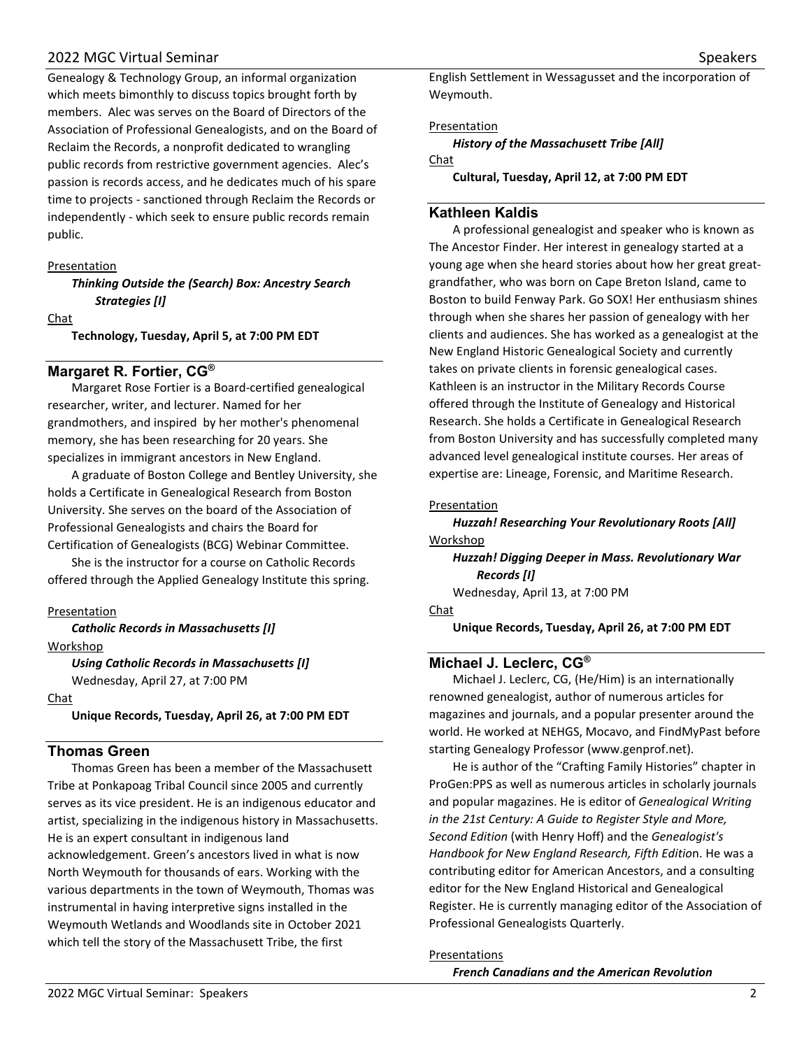Genealogy & Technology Group, an informal organization which meets bimonthly to discuss topics brought forth by members. Alec was serves on the Board of Directors of the Association of Professional Genealogists, and on the Board of Reclaim the Records, a nonprofit dedicated to wrangling public records from restrictive government agencies. Alec's passion is records access, and he dedicates much of his spare time to projects - sanctioned through Reclaim the Records or independently - which seek to ensure public records remain public.

Presentation

***Thinking Outside the (Search) Box: Ancestry Search Strategies [I]***

Chat

**Technology, Tuesday, April 5, at 7:00 PM EDT**

## Margaret R. Fortier, CG®

Margaret Rose Fortier is a Board-certified genealogical researcher, writer, and lecturer. Named for her grandmothers, and inspired by her mother's phenomenal memory, she has been researching for 20 years. She specializes in immigrant ancestors in New England.

A graduate of Boston College and Bentley University, she holds a Certificate in Genealogical Research from Boston University. She serves on the board of the Association of Professional Genealogists and chairs the Board for Certification of Genealogists (BCG) Webinar Committee.

She is the instructor for a course on Catholic Records offered through the Applied Genealogy Institute this spring.

Presentation

***Catholic Records in Massachusetts [I]***

Workshop

***Using Catholic Records in Massachusetts [I]***

Wednesday, April 27, at 7:00 PM

Chat

**Unique Records, Tuesday, April 26, at 7:00 PM EDT**

## Thomas Green

Thomas Green has been a member of the Massachusett Tribe at Ponkapoag Tribal Council since 2005 and currently serves as its vice president. He is an indigenous educator and artist, specializing in the indigenous history in Massachusetts. He is an expert consultant in indigenous land acknowledgement. Green's ancestors lived in what is now North Weymouth for thousands of ears. Working with the various departments in the town of Weymouth, Thomas was instrumental in having interpretive signs installed in the Weymouth Wetlands and Woodlands site in October 2021 which tell the story of the Massachusett Tribe, the first English Settlement in Wessagusset and the incorporation of Weymouth.

Presentation

***History of the Massachusett Tribe [All]***

Chat

**Cultural, Tuesday, April 12, at 7:00 PM EDT**

## Kathleen Kaldis

A professional genealogist and speaker who is known as The Ancestor Finder. Her interest in genealogy started at a young age when she heard stories about how her great great-grandfather, who was born on Cape Breton Island, came to Boston to build Fenway Park. Go SOX! Her enthusiasm shines through when she shares her passion of genealogy with her clients and audiences. She has worked as a genealogist at the New England Historic Genealogical Society and currently takes on private clients in forensic genealogical cases. Kathleen is an instructor in the Military Records Course offered through the Institute of Genealogy and Historical Research. She holds a Certificate in Genealogical Research from Boston University and has successfully completed many advanced level genealogical institute courses. Her areas of expertise are: Lineage, Forensic, and Maritime Research.

Presentation

***Huzzah! Researching Your Revolutionary Roots [All]***

Workshop

***Huzzah! Digging Deeper in Mass. Revolutionary War Records [I]***

Wednesday, April 13, at 7:00 PM

Chat

**Unique Records, Tuesday, April 26, at 7:00 PM EDT**

## Michael J. Leclerc, CG®

Michael J. Leclerc, CG, (He/Him) is an internationally renowned genealogist, author of numerous articles for magazines and journals, and a popular presenter around the world. He worked at NEHGS, Mocavo, and FindMyPast before starting Genealogy Professor (www.genprof.net).

He is author of the "Crafting Family Histories" chapter in ProGen:PPS as well as numerous articles in scholarly journals and popular magazines. He is editor of *Genealogical Writing in the 21st Century: A Guide to Register Style and More, Second Edition* (with Henry Hoff) and the *Genealogist's Handbook for New England Research, Fifth Editio*n. He was a contributing editor for American Ancestors, and a consulting editor for the New England Historical and Genealogical Register. He is currently managing editor of the Association of Professional Genealogists Quarterly.

Presentations

***French Canadians and the American Revolution***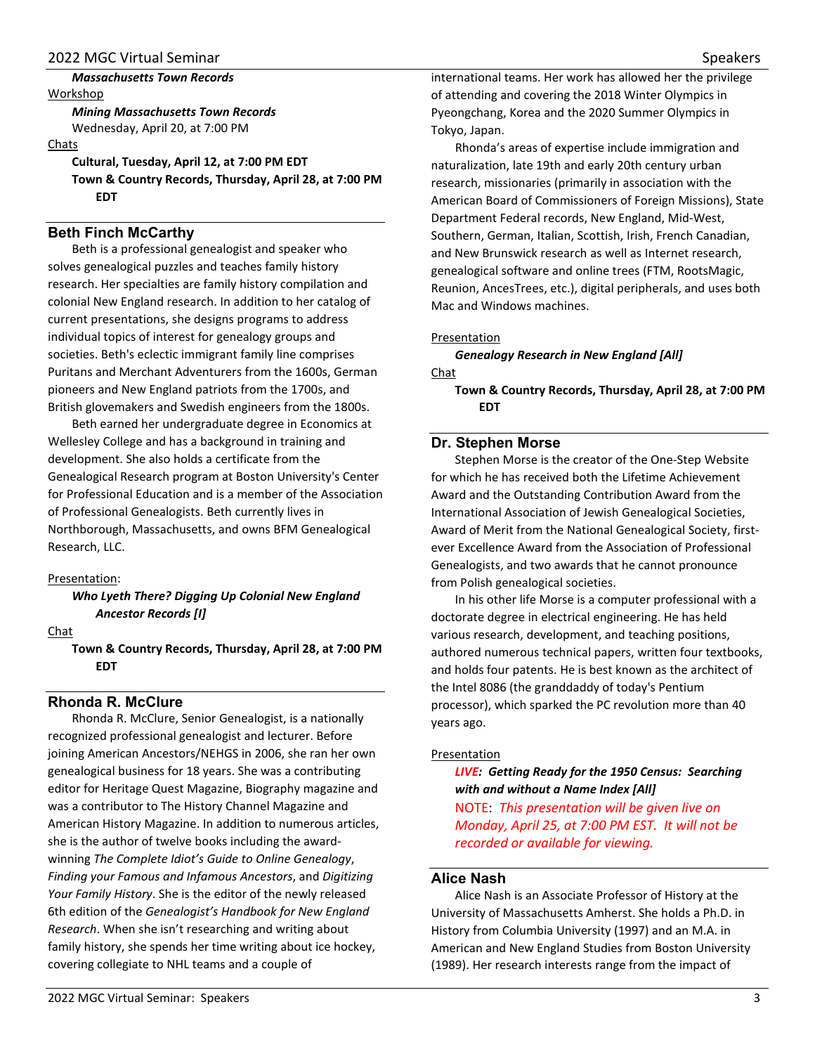***Massachusetts Town Records***

Workshop

***Mining Massachusetts Town Records***
Wednesday, April 20, at 7:00 PM

Chats

**Cultural, Tuesday, April 12, at 7:00 PM EDT**
**Town & Country Records, Thursday, April 28, at 7:00 PM EDT**

## Beth Finch McCarthy

Beth is a professional genealogist and speaker who solves genealogical puzzles and teaches family history research. Her specialties are family history compilation and colonial New England research. In addition to her catalog of current presentations, she designs programs to address individual topics of interest for genealogy groups and societies. Beth's eclectic immigrant family line comprises Puritans and Merchant Adventurers from the 1600s, German pioneers and New England patriots from the 1700s, and British glovemakers and Swedish engineers from the 1800s.

Beth earned her undergraduate degree in Economics at Wellesley College and has a background in training and development. She also holds a certificate from the Genealogical Research program at Boston University's Center for Professional Education and is a member of the Association of Professional Genealogists. Beth currently lives in Northborough, Massachusetts, and owns BFM Genealogical Research, LLC.

Presentation:

***Who Lyeth There? Digging Up Colonial New England Ancestor Records [I]***

Chat

**Town & Country Records, Thursday, April 28, at 7:00 PM EDT**

## Rhonda R. McClure

Rhonda R. McClure, Senior Genealogist, is a nationally recognized professional genealogist and lecturer. Before joining American Ancestors/NEHGS in 2006, she ran her own genealogical business for 18 years. She was a contributing editor for Heritage Quest Magazine, Biography magazine and was a contributor to The History Channel Magazine and American History Magazine. In addition to numerous articles, she is the author of twelve books including the award-winning *The Complete Idiot's Guide to Online Genealogy*, *Finding your Famous and Infamous Ancestors*, and *Digitizing Your Family History*. She is the editor of the newly released 6th edition of the *Genealogist's Handbook for New England Research*. When she isn't researching and writing about family history, she spends her time writing about ice hockey, covering collegiate to NHL teams and a couple of international teams. Her work has allowed her the privilege of attending and covering the 2018 Winter Olympics in Pyeongchang, Korea and the 2020 Summer Olympics in Tokyo, Japan.

Rhonda's areas of expertise include immigration and naturalization, late 19th and early 20th century urban research, missionaries (primarily in association with the American Board of Commissioners of Foreign Missions), State Department Federal records, New England, Mid-West, Southern, German, Italian, Scottish, Irish, French Canadian, and New Brunswick research as well as Internet research, genealogical software and online trees (FTM, RootsMagic, Reunion, AncesTrees, etc.), digital peripherals, and uses both Mac and Windows machines.

Presentation

***Genealogy Research in New England [All]***

Chat

**Town & Country Records, Thursday, April 28, at 7:00 PM EDT**

## Dr. Stephen Morse

Stephen Morse is the creator of the One-Step Website for which he has received both the Lifetime Achievement Award and the Outstanding Contribution Award from the International Association of Jewish Genealogical Societies, Award of Merit from the National Genealogical Society, first-ever Excellence Award from the Association of Professional Genealogists, and two awards that he cannot pronounce from Polish genealogical societies.

In his other life Morse is a computer professional with a doctorate degree in electrical engineering. He has held various research, development, and teaching positions, authored numerous technical papers, written four textbooks, and holds four patents. He is best known as the architect of the Intel 8086 (the granddaddy of today's Pentium processor), which sparked the PC revolution more than 40 years ago.

Presentation

***LIVE: Getting Ready for the 1950 Census: Searching with and without a Name Index [All]***

NOTE: *This presentation will be given live on Monday, April 25, at 7:00 PM EST. It will not be recorded or available for viewing.*

## Alice Nash

Alice Nash is an Associate Professor of History at the University of Massachusetts Amherst. She holds a Ph.D. in History from Columbia University (1997) and an M.A. in American and New England Studies from Boston University (1989). Her research interests range from the impact of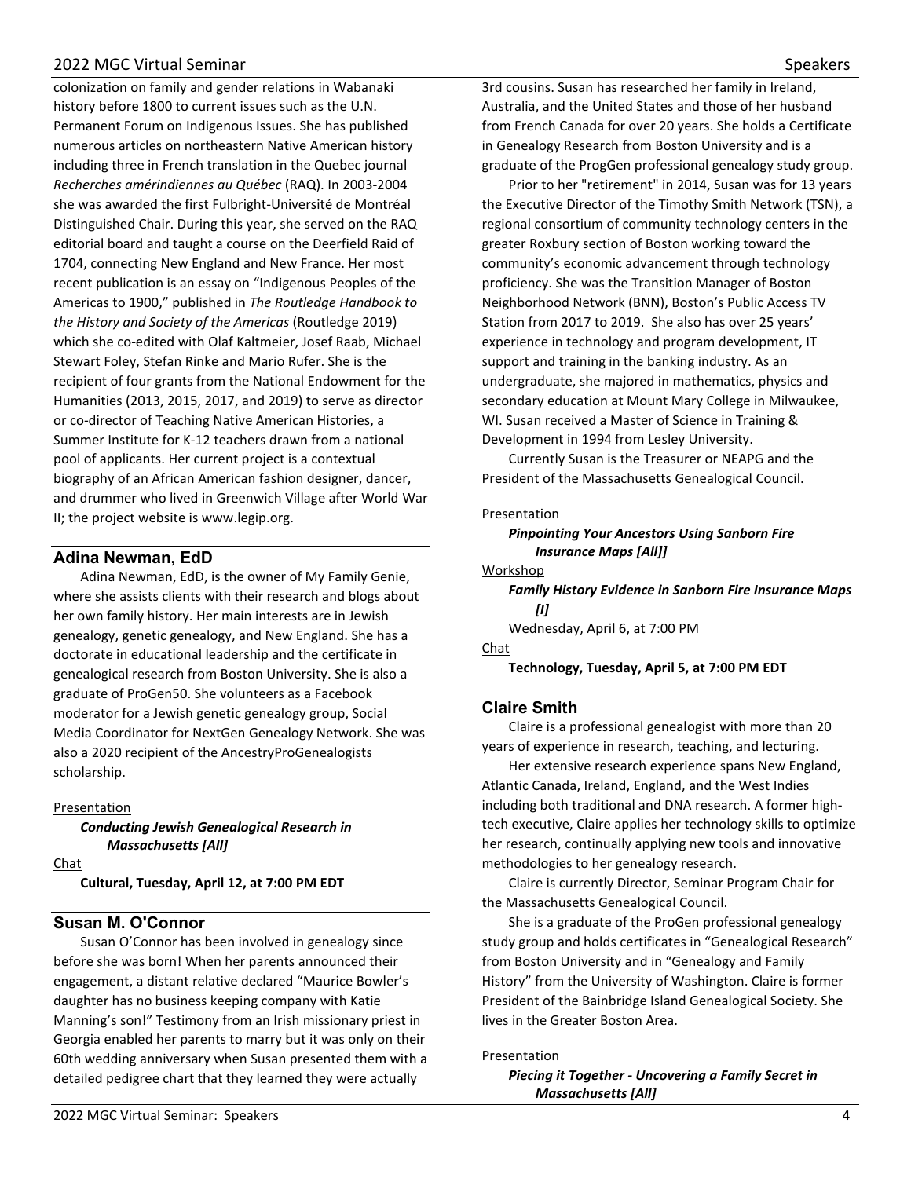colonization on family and gender relations in Wabanaki history before 1800 to current issues such as the U.N. Permanent Forum on Indigenous Issues. She has published numerous articles on northeastern Native American history including three in French translation in the Quebec journal *Recherches amérindiennes au Québec* (RAQ). In 2003-2004 she was awarded the first Fulbright-Université de Montréal Distinguished Chair. During this year, she served on the RAQ editorial board and taught a course on the Deerfield Raid of 1704, connecting New England and New France. Her most recent publication is an essay on "Indigenous Peoples of the Americas to 1900," published in *The Routledge Handbook to the History and Society of the Americas* (Routledge 2019) which she co-edited with Olaf Kaltmeier, Josef Raab, Michael Stewart Foley, Stefan Rinke and Mario Rufer. She is the recipient of four grants from the National Endowment for the Humanities (2013, 2015, 2017, and 2019) to serve as director or co-director of Teaching Native American Histories, a Summer Institute for K-12 teachers drawn from a national pool of applicants. Her current project is a contextual biography of an African American fashion designer, dancer, and drummer who lived in Greenwich Village after World War II; the project website is www.legip.org.

## Adina Newman, EdD

Adina Newman, EdD, is the owner of My Family Genie, where she assists clients with their research and blogs about her own family history. Her main interests are in Jewish genealogy, genetic genealogy, and New England. She has a doctorate in educational leadership and the certificate in genealogical research from Boston University. She is also a graduate of ProGen50. She volunteers as a Facebook moderator for a Jewish genetic genealogy group, Social Media Coordinator for NextGen Genealogy Network. She was also a 2020 recipient of the AncestryProGenealogists scholarship.

Presentation

***Conducting Jewish Genealogical Research in Massachusetts [All]***

Chat

**Cultural, Tuesday, April 12, at 7:00 PM EDT**

## Susan M. O'Connor

Susan O'Connor has been involved in genealogy since before she was born! When her parents announced their engagement, a distant relative declared "Maurice Bowler's daughter has no business keeping company with Katie Manning's son!" Testimony from an Irish missionary priest in Georgia enabled her parents to marry but it was only on their 60th wedding anniversary when Susan presented them with a detailed pedigree chart that they learned they were actually 3rd cousins. Susan has researched her family in Ireland, Australia, and the United States and those of her husband from French Canada for over 20 years. She holds a Certificate in Genealogy Research from Boston University and is a graduate of the ProgGen professional genealogy study group.

Prior to her "retirement" in 2014, Susan was for 13 years the Executive Director of the Timothy Smith Network (TSN), a regional consortium of community technology centers in the greater Roxbury section of Boston working toward the community's economic advancement through technology proficiency. She was the Transition Manager of Boston Neighborhood Network (BNN), Boston's Public Access TV Station from 2017 to 2019. She also has over 25 years' experience in technology and program development, IT support and training in the banking industry. As an undergraduate, she majored in mathematics, physics and secondary education at Mount Mary College in Milwaukee, WI. Susan received a Master of Science in Training & Development in 1994 from Lesley University.

Currently Susan is the Treasurer or NEAPG and the President of the Massachusetts Genealogical Council.

Presentation

***Pinpointing Your Ancestors Using Sanborn Fire Insurance Maps [All]]***

Workshop

***Family History Evidence in Sanborn Fire Insurance Maps [I]***

Wednesday, April 6, at 7:00 PM

Chat

**Technology, Tuesday, April 5, at 7:00 PM EDT**

## Claire Smith

Claire is a professional genealogist with more than 20 years of experience in research, teaching, and lecturing.

Her extensive research experience spans New England, Atlantic Canada, Ireland, England, and the West Indies including both traditional and DNA research. A former high-tech executive, Claire applies her technology skills to optimize her research, continually applying new tools and innovative methodologies to her genealogy research.

Claire is currently Director, Seminar Program Chair for the Massachusetts Genealogical Council.

She is a graduate of the ProGen professional genealogy study group and holds certificates in "Genealogical Research" from Boston University and in "Genealogy and Family History" from the University of Washington. Claire is former President of the Bainbridge Island Genealogical Society. She lives in the Greater Boston Area.

Presentation

***Piecing it Together - Uncovering a Family Secret in Massachusetts [All]***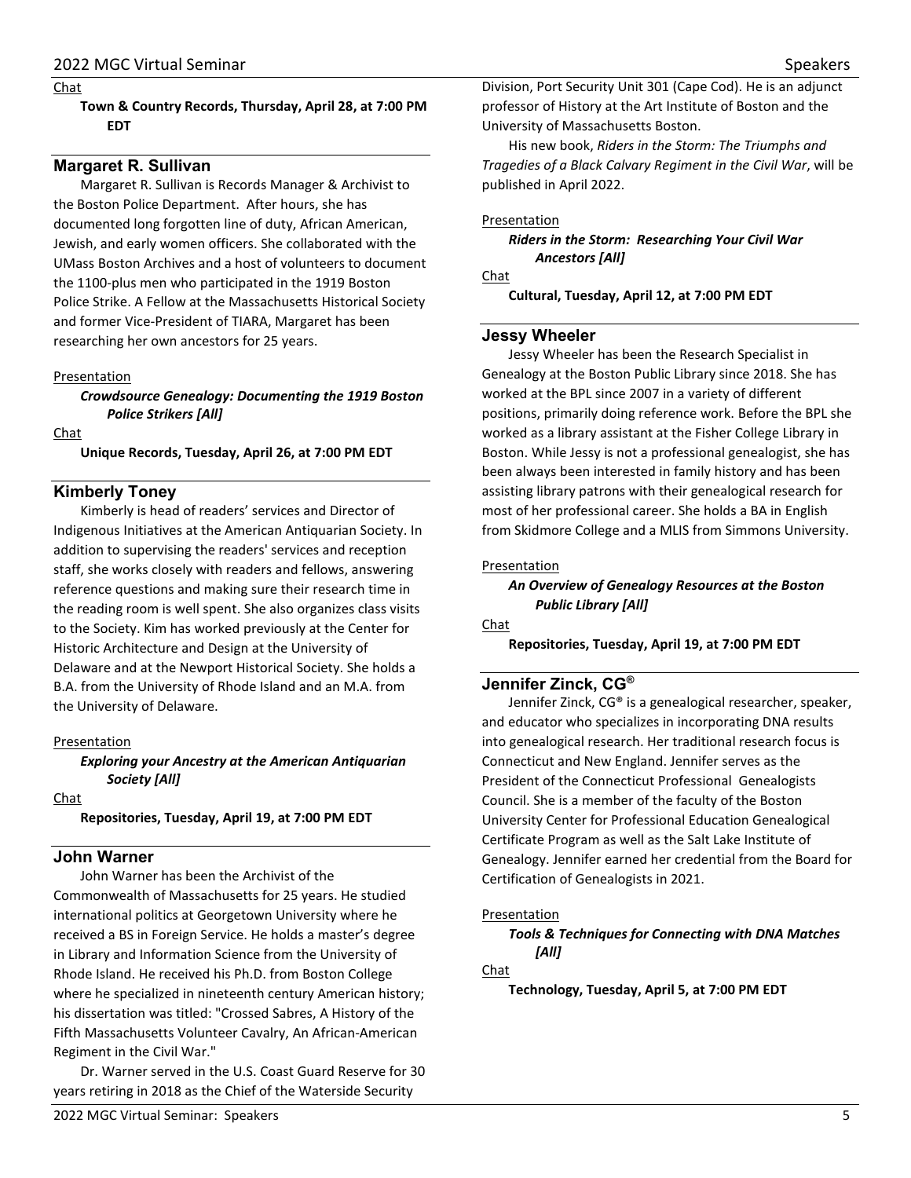Chat

**Town & Country Records, Thursday, April 28, at 7:00 PM EDT**

## Margaret R. Sullivan

Margaret R. Sullivan is Records Manager & Archivist to the Boston Police Department. After hours, she has documented long forgotten line of duty, African American, Jewish, and early women officers. She collaborated with the UMass Boston Archives and a host of volunteers to document the 1100-plus men who participated in the 1919 Boston Police Strike. A Fellow at the Massachusetts Historical Society and former Vice-President of TIARA, Margaret has been researching her own ancestors for 25 years.

Presentation

***Crowdsource Genealogy: Documenting the 1919 Boston Police Strikers [All]***

Chat

**Unique Records, Tuesday, April 26, at 7:00 PM EDT**

## Kimberly Toney

Kimberly is head of readers' services and Director of Indigenous Initiatives at the American Antiquarian Society. In addition to supervising the readers' services and reception staff, she works closely with readers and fellows, answering reference questions and making sure their research time in the reading room is well spent. She also organizes class visits to the Society. Kim has worked previously at the Center for Historic Architecture and Design at the University of Delaware and at the Newport Historical Society. She holds a B.A. from the University of Rhode Island and an M.A. from the University of Delaware.

Presentation

***Exploring your Ancestry at the American Antiquarian Society [All]***

Chat

**Repositories, Tuesday, April 19, at 7:00 PM EDT**

## John Warner

John Warner has been the Archivist of the Commonwealth of Massachusetts for 25 years. He studied international politics at Georgetown University where he received a BS in Foreign Service. He holds a master's degree in Library and Information Science from the University of Rhode Island. He received his Ph.D. from Boston College where he specialized in nineteenth century American history; his dissertation was titled: "Crossed Sabres, A History of the Fifth Massachusetts Volunteer Cavalry, An African-American Regiment in the Civil War."

Dr. Warner served in the U.S. Coast Guard Reserve for 30 years retiring in 2018 as the Chief of the Waterside Security Division, Port Security Unit 301 (Cape Cod). He is an adjunct professor of History at the Art Institute of Boston and the University of Massachusetts Boston.

His new book, *Riders in the Storm: The Triumphs and Tragedies of a Black Calvary Regiment in the Civil War*, will be published in April 2022.

Presentation

***Riders in the Storm: Researching Your Civil War Ancestors [All]***

Chat

**Cultural, Tuesday, April 12, at 7:00 PM EDT**

## Jessy Wheeler

Jessy Wheeler has been the Research Specialist in Genealogy at the Boston Public Library since 2018. She has worked at the BPL since 2007 in a variety of different positions, primarily doing reference work. Before the BPL she worked as a library assistant at the Fisher College Library in Boston. While Jessy is not a professional genealogist, she has been always been interested in family history and has been assisting library patrons with their genealogical research for most of her professional career. She holds a BA in English from Skidmore College and a MLIS from Simmons University.

Presentation

***An Overview of Genealogy Resources at the Boston Public Library [All]***

Chat

**Repositories, Tuesday, April 19, at 7:00 PM EDT**

## Jennifer Zinck, CG®

Jennifer Zinck, CG® is a genealogical researcher, speaker, and educator who specializes in incorporating DNA results into genealogical research. Her traditional research focus is Connecticut and New England. Jennifer serves as the President of the Connecticut Professional Genealogists Council. She is a member of the faculty of the Boston University Center for Professional Education Genealogical Certificate Program as well as the Salt Lake Institute of Genealogy. Jennifer earned her credential from the Board for Certification of Genealogists in 2021.

Presentation

***Tools & Techniques for Connecting with DNA Matches [All]***

Chat

**Technology, Tuesday, April 5, at 7:00 PM EDT**